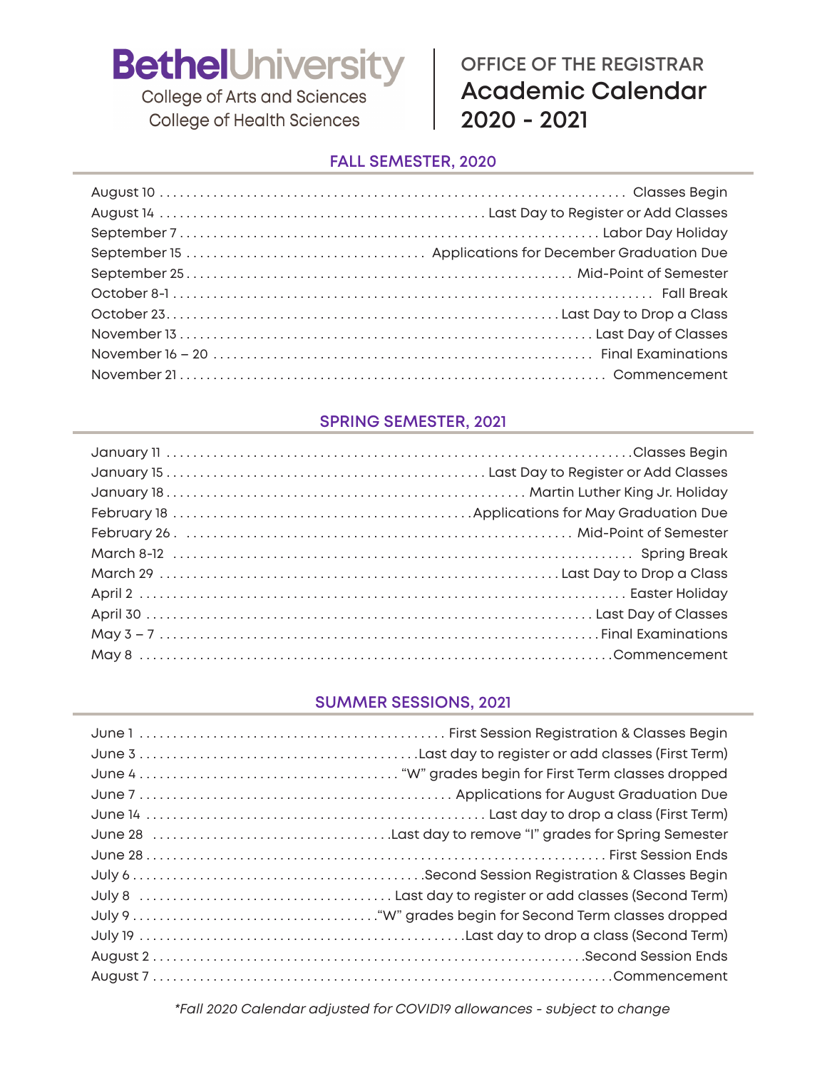# Bethel University

College of Arts and Sciences
College of Health Sciences

## OFFICE OF THE REGISTRAR
## Academic Calendar 2020 - 2021

### FALL SEMESTER, 2020

| Date | Event |
|---|---|
| August 10 | Classes Begin |
| August 14 | Last Day to Register or Add Classes |
| September 7 | Labor Day Holiday |
| September 15 | Applications for December Graduation Due |
| September 25 | Mid-Point of Semester |
| October 8-1 | Fall Break |
| October 23 | Last Day to Drop a Class |
| November 13 | Last Day of Classes |
| November 16 – 20 | Final Examinations |
| November 21 | Commencement |

### SPRING SEMESTER, 2021

| Date | Event |
|---|---|
| January 11 | Classes Begin |
| January 15 | Last Day to Register or Add Classes |
| January 18 | Martin Luther King Jr. Holiday |
| February 18 | Applications for May Graduation Due |
| February 26 | Mid-Point of Semester |
| March 8-12 | Spring Break |
| March 29 | Last Day to Drop a Class |
| April 2 | Easter Holiday |
| April 30 | Last Day of Classes |
| May 3 – 7 | Final Examinations |
| May 8 | Commencement |

### SUMMER SESSIONS, 2021

| Date | Event |
|---|---|
| June 1 | First Session Registration & Classes Begin |
| June 3 | Last day to register or add classes (First Term) |
| June 4 | "W" grades begin for First Term classes dropped |
| June 7 | Applications for August Graduation Due |
| June 14 | Last day to drop a class (First Term) |
| June 28 | Last day to remove "I" grades for Spring Semester |
| June 28 | First Session Ends |
| July 6 | Second Session Registration & Classes Begin |
| July 8 | Last day to register or add classes (Second Term) |
| July 9 | "W" grades begin for Second Term classes dropped |
| July 19 | Last day to drop a class (Second Term) |
| August 2 | Second Session Ends |
| August 7 | Commencement |

*\*Fall 2020 Calendar adjusted for COVID19 allowances - subject to change*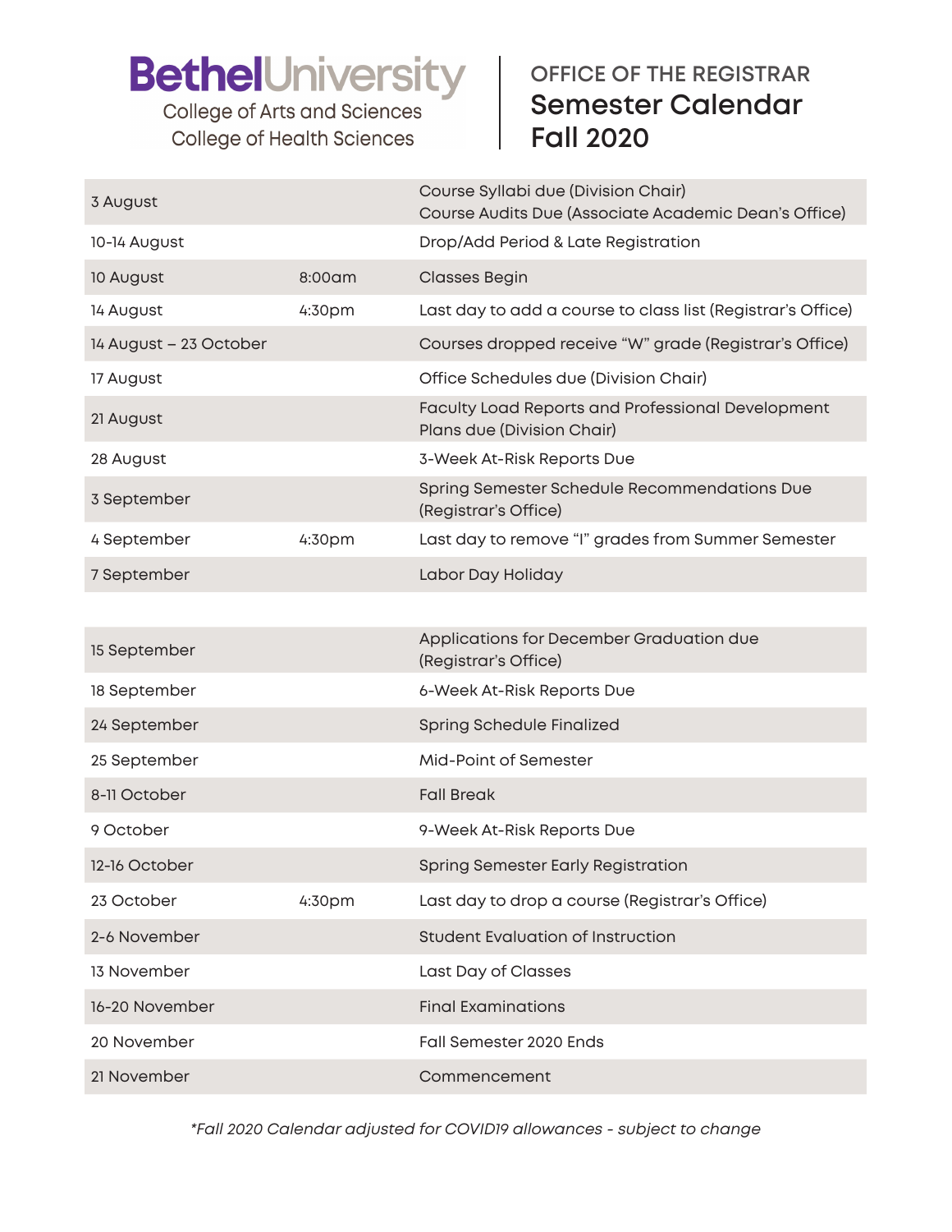**Bethel**University
College of Arts and Sciences
College of Health Sciences

OFFICE OF THE REGISTRAR
# Semester Calendar
# Fall 2020

| Date | Time | Event |
|---|---|---|
| 3 August | | Course Syllabi due (Division Chair)<br>Course Audits Due (Associate Academic Dean's Office) |
| 10-14 August | | Drop/Add Period & Late Registration |
| 10 August | 8:00am | Classes Begin |
| 14 August | 4:30pm | Last day to add a course to class list (Registrar's Office) |
| 14 August – 23 October | | Courses dropped receive "W" grade (Registrar's Office) |
| 17 August | | Office Schedules due (Division Chair) |
| 21 August | | Faculty Load Reports and Professional Development Plans due (Division Chair) |
| 28 August | | 3-Week At-Risk Reports Due |
| 3 September | | Spring Semester Schedule Recommendations Due (Registrar's Office) |
| 4 September | 4:30pm | Last day to remove "I" grades from Summer Semester |
| 7 September | | Labor Day Holiday |
| 15 September | | Applications for December Graduation due (Registrar's Office) |
| 18 September | | 6-Week At-Risk Reports Due |
| 24 September | | Spring Schedule Finalized |
| 25 September | | Mid-Point of Semester |
| 8-11 October | | Fall Break |
| 9 October | | 9-Week At-Risk Reports Due |
| 12-16 October | | Spring Semester Early Registration |
| 23 October | 4:30pm | Last day to drop a course (Registrar's Office) |
| 2-6 November | | Student Evaluation of Instruction |
| 13 November | | Last Day of Classes |
| 16-20 November | | Final Examinations |
| 20 November | | Fall Semester 2020 Ends |
| 21 November | | Commencement |

*\*Fall 2020 Calendar adjusted for COVID19 allowances - subject to change*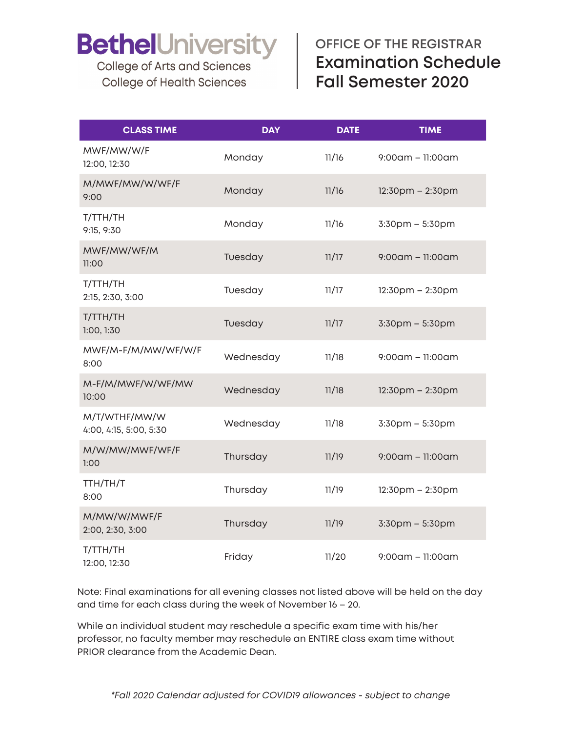# Bethel University

College of Arts and Sciences
College of Health Sciences

## OFFICE OF THE REGISTRAR
## Examination Schedule Fall Semester 2020

| CLASS TIME | DAY | DATE | TIME |
|---|---|---|---|
| MWF/MW/W/F 12:00, 12:30 | Monday | 11/16 | 9:00am – 11:00am |
| M/MWF/MW/W/WF/F 9:00 | Monday | 11/16 | 12:30pm – 2:30pm |
| T/TTH/TH 9:15, 9:30 | Monday | 11/16 | 3:30pm – 5:30pm |
| MWF/MW/WF/M 11:00 | Tuesday | 11/17 | 9:00am – 11:00am |
| T/TTH/TH 2:15, 2:30, 3:00 | Tuesday | 11/17 | 12:30pm – 2:30pm |
| T/TTH/TH 1:00, 1:30 | Tuesday | 11/17 | 3:30pm – 5:30pm |
| MWF/M-F/M/MW/WF/W/F 8:00 | Wednesday | 11/18 | 9:00am – 11:00am |
| M-F/M/MWF/W/WF/MW 10:00 | Wednesday | 11/18 | 12:30pm – 2:30pm |
| M/T/WTHF/MW/W 4:00, 4:15, 5:00, 5:30 | Wednesday | 11/18 | 3:30pm – 5:30pm |
| M/W/MW/MWF/WF/F 1:00 | Thursday | 11/19 | 9:00am – 11:00am |
| TTH/TH/T 8:00 | Thursday | 11/19 | 12:30pm – 2:30pm |
| M/MW/W/MWF/F 2:00, 2:30, 3:00 | Thursday | 11/19 | 3:30pm – 5:30pm |
| T/TTH/TH 12:00, 12:30 | Friday | 11/20 | 9:00am – 11:00am |

Note: Final examinations for all evening classes not listed above will be held on the day and time for each class during the week of November 16 – 20.

While an individual student may reschedule a specific exam time with his/her professor, no faculty member may reschedule an ENTIRE class exam time without PRIOR clearance from the Academic Dean.

*\*Fall 2020 Calendar adjusted for COVID19 allowances - subject to change*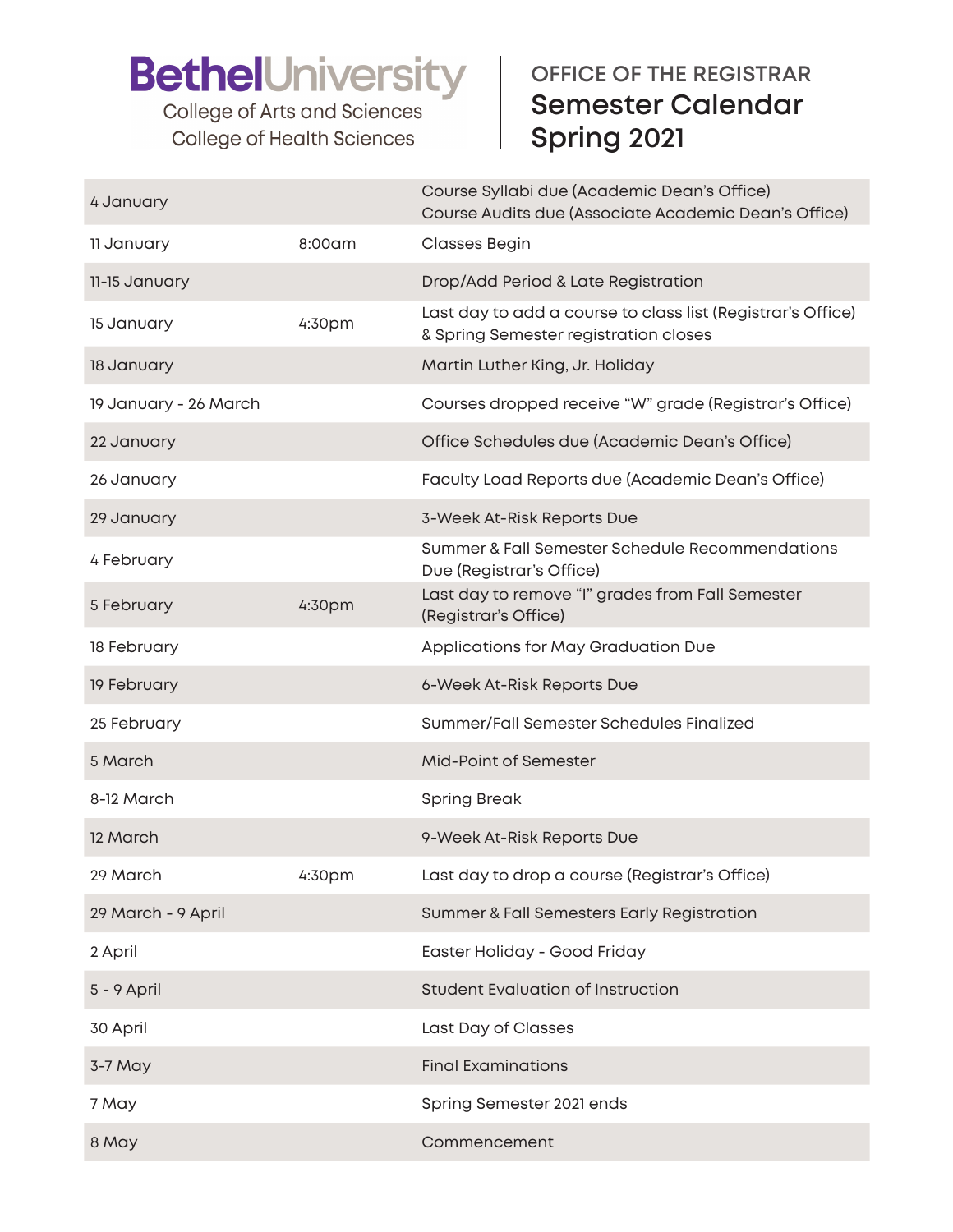**BethelUniversity**
College of Arts and Sciences
College of Health Sciences

OFFICE OF THE REGISTRAR

# Semester Calendar Spring 2021

| Date | Time | Event |
|---|---|---|
| 4 January | | Course Syllabi due (Academic Dean's Office)<br>Course Audits due (Associate Academic Dean's Office) |
| 11 January | 8:00am | Classes Begin |
| 11-15 January | | Drop/Add Period & Late Registration |
| 15 January | 4:30pm | Last day to add a course to class list (Registrar's Office) & Spring Semester registration closes |
| 18 January | | Martin Luther King, Jr. Holiday |
| 19 January - 26 March | | Courses dropped receive "W" grade (Registrar's Office) |
| 22 January | | Office Schedules due (Academic Dean's Office) |
| 26 January | | Faculty Load Reports due (Academic Dean's Office) |
| 29 January | | 3-Week At-Risk Reports Due |
| 4 February | | Summer & Fall Semester Schedule Recommendations Due (Registrar's Office) |
| 5 February | 4:30pm | Last day to remove "I" grades from Fall Semester (Registrar's Office) |
| 18 February | | Applications for May Graduation Due |
| 19 February | | 6-Week At-Risk Reports Due |
| 25 February | | Summer/Fall Semester Schedules Finalized |
| 5 March | | Mid-Point of Semester |
| 8-12 March | | Spring Break |
| 12 March | | 9-Week At-Risk Reports Due |
| 29 March | 4:30pm | Last day to drop a course (Registrar's Office) |
| 29 March - 9 April | | Summer & Fall Semesters Early Registration |
| 2 April | | Easter Holiday - Good Friday |
| 5 - 9 April | | Student Evaluation of Instruction |
| 30 April | | Last Day of Classes |
| 3-7 May | | Final Examinations |
| 7 May | | Spring Semester 2021 ends |
| 8 May | | Commencement |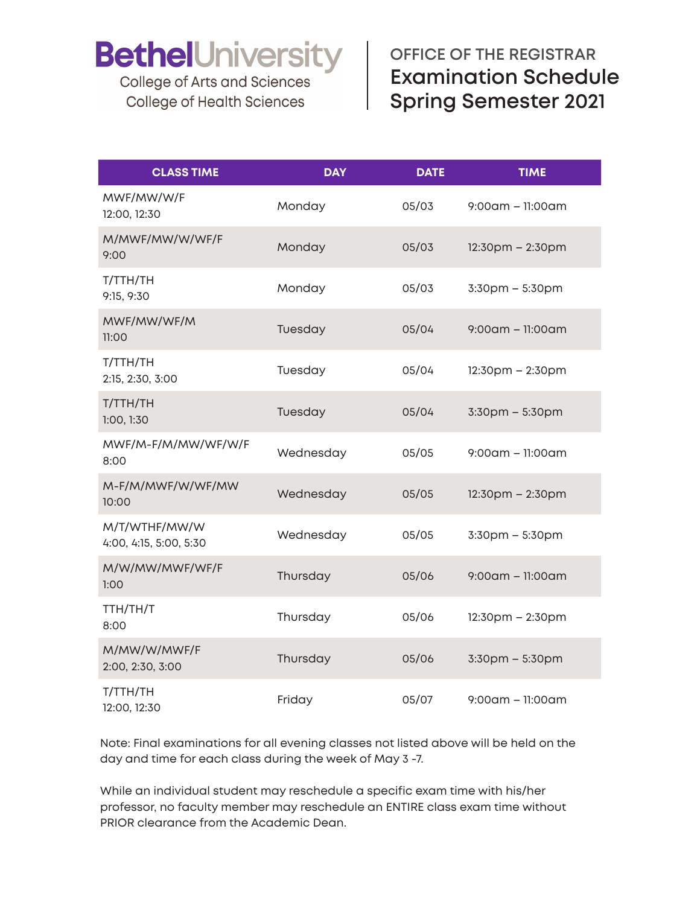**BethelUniversity**
College of Arts and Sciences
College of Health Sciences

OFFICE OF THE REGISTRAR

# Examination Schedule Spring Semester 2021

| CLASS TIME | DAY | DATE | TIME |
|---|---|---|---|
| MWF/MW/W/F 12:00, 12:30 | Monday | 05/03 | 9:00am – 11:00am |
| M/MWF/MW/W/WF/F 9:00 | Monday | 05/03 | 12:30pm – 2:30pm |
| T/TTH/TH 9:15, 9:30 | Monday | 05/03 | 3:30pm – 5:30pm |
| MWF/MW/WF/M 11:00 | Tuesday | 05/04 | 9:00am – 11:00am |
| T/TTH/TH 2:15, 2:30, 3:00 | Tuesday | 05/04 | 12:30pm – 2:30pm |
| T/TTH/TH 1:00, 1:30 | Tuesday | 05/04 | 3:30pm – 5:30pm |
| MWF/M-F/M/MW/WF/W/F 8:00 | Wednesday | 05/05 | 9:00am – 11:00am |
| M-F/M/MWF/W/WF/MW 10:00 | Wednesday | 05/05 | 12:30pm – 2:30pm |
| M/T/WTHF/MW/W 4:00, 4:15, 5:00, 5:30 | Wednesday | 05/05 | 3:30pm – 5:30pm |
| M/W/MW/MWF/WF/F 1:00 | Thursday | 05/06 | 9:00am – 11:00am |
| TTH/TH/T 8:00 | Thursday | 05/06 | 12:30pm – 2:30pm |
| M/MW/W/MWF/F 2:00, 2:30, 3:00 | Thursday | 05/06 | 3:30pm – 5:30pm |
| T/TTH/TH 12:00, 12:30 | Friday | 05/07 | 9:00am – 11:00am |

Note: Final examinations for all evening classes not listed above will be held on the day and time for each class during the week of May 3 -7.

While an individual student may reschedule a specific exam time with his/her professor, no faculty member may reschedule an ENTIRE class exam time without PRIOR clearance from the Academic Dean.